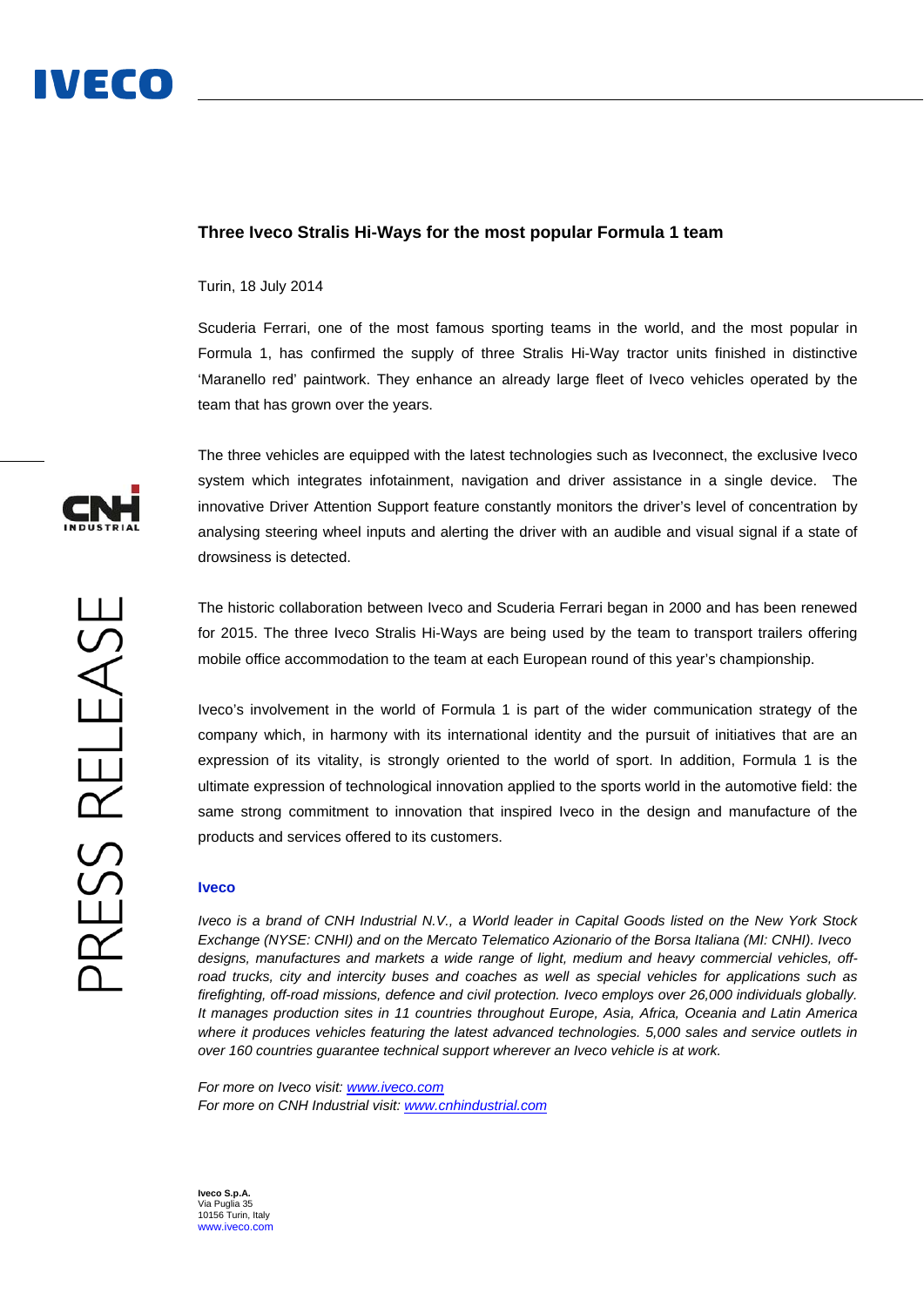# Three Iveco Stralis Hi-Ways for the most popular Formula 1 team

Turin, 18 July 2014

Scuderia Ferrari, one of the most famous sporting teams in the world, and the most popular in Formula 1, has confirmed the supply of three Stralis Hi-Way tractor units finished in distinctive 'Maranello red' paintwork. They enhance an already large fleet of Iveco vehicles operated by the team that has grown over the years.

The three vehicles are equipped with the latest technologies such as Iveconnect, the exclusive Iveco system which integrates infotainment, navigation and driver assistance in a single device. The innovative Driver Attention Support feature constantly monitors the driver's level of concentration by analysing steering wheel inputs and alerting the driver with an audible and visual signal if a state of drowsiness is detected.

The historic collaboration between Iveco and Scuderia Ferrari began in 2000 and has been renewed for 2015. The three Iveco Stralis Hi-Ways are being used by the team to transport trailers offering mobile office accommodation to the team at each European round of this year's championship.

Iveco's involvement in the world of Formula 1 is part of the wider communication strategy of the company which, in harmony with its international identity and the pursuit of initiatives that are an expression of its vitality, is strongly oriented to the world of sport. In addition, Formula 1 is the ultimate expression of technological innovation applied to the sports world in the automotive field: the same strong commitment to innovation that inspired Iveco in the design and manufacture of the products and services offered to its customers.

## Iveco

*Iveco is a brand of CNH Industrial N.V., a World leader in Capital Goods listed on the New York Stock Exchange (NYSE: CNHI) and on the Mercato Telematico Azionario of the Borsa Italiana (MI: CNHI). Iveco designs, manufactures and markets a wide range of light, medium and heavy commercial vehicles, off-road trucks, city and intercity buses and coaches as well as special vehicles for applications such as firefighting, off-road missions, defence and civil protection. Iveco employs over 26,000 individuals globally. It manages production sites in 11 countries throughout Europe, Asia, Africa, Oceania and Latin America where it produces vehicles featuring the latest advanced technologies. 5,000 sales and service outlets in over 160 countries guarantee technical support wherever an Iveco vehicle is at work.*

*For more on Iveco visit: www.iveco.com*
*For more on CNH Industrial visit: www.cnhindustrial.com*

**Iveco S.p.A.**
Via Puglia 35
10156 Turin, Italy
www.iveco.com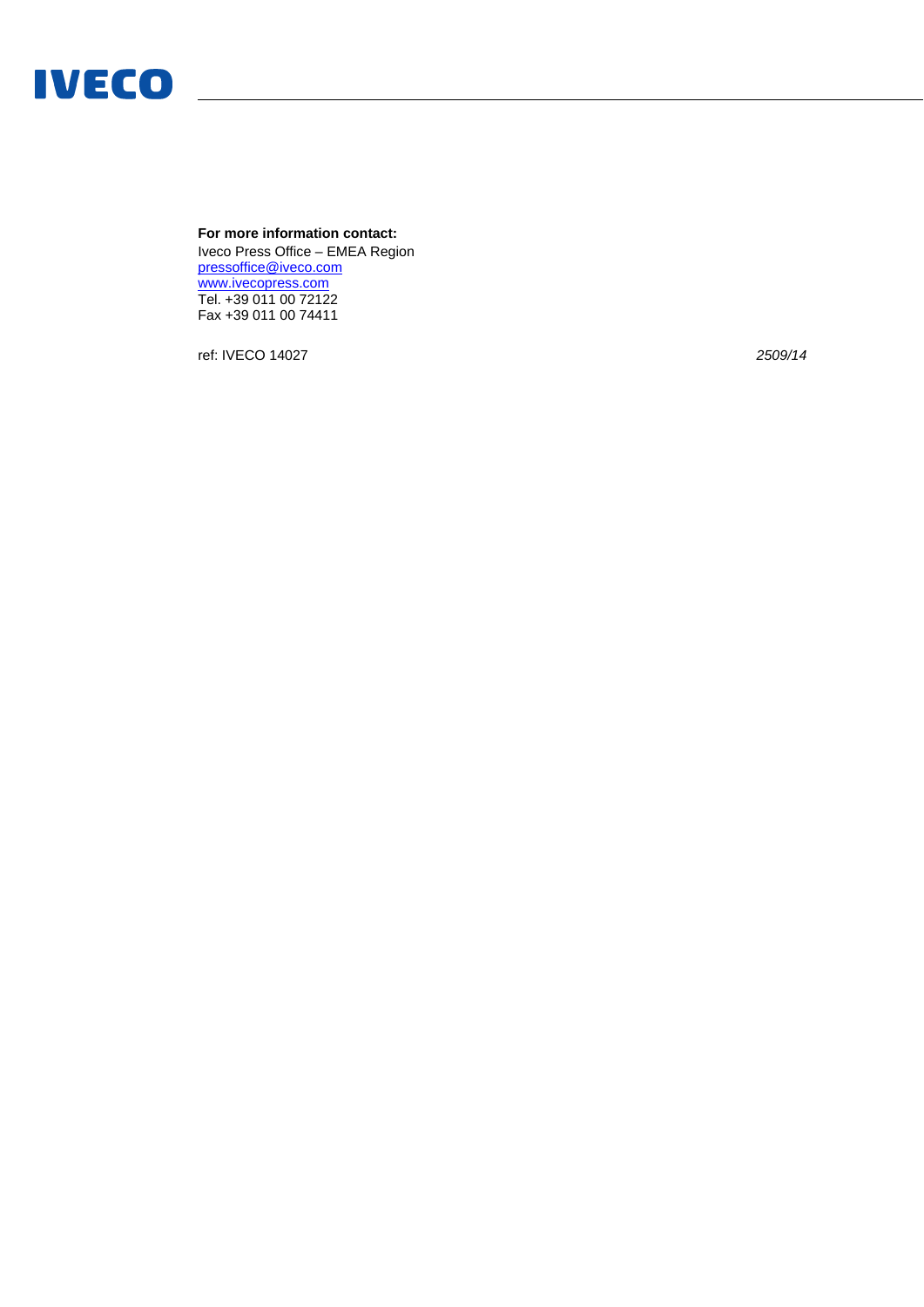**For more information contact:**
Iveco Press Office – EMEA Region
pressoffice@iveco.com
www.ivecopress.com
Tel. +39 011 00 72122
Fax +39 011 00 74411

ref: IVECO 14027 *2509/14*